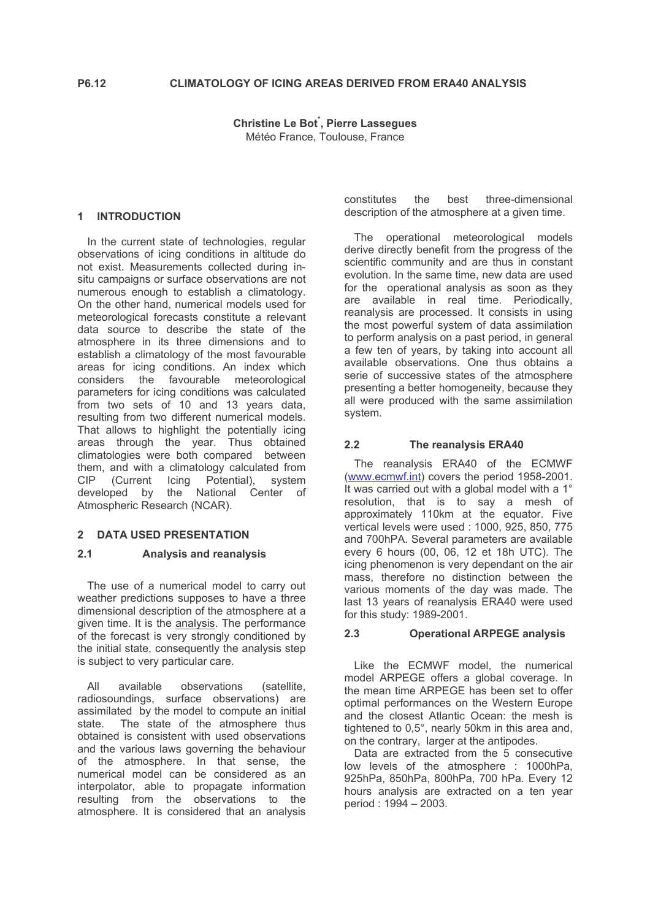# P6.12 CLIMATOLOGY OF ICING AREAS DERIVED FROM ERA40 ANALYSIS

**Christine Le Bot[*], Pierre Lassegues**
Météo France, Toulouse, France

## 1 INTRODUCTION

In the current state of technologies, regular observations of icing conditions in altitude do not exist. Measurements collected during in-situ campaigns or surface observations are not numerous enough to establish a climatology. On the other hand, numerical models used for meteorological forecasts constitute a relevant data source to describe the state of the atmosphere in its three dimensions and to establish a climatology of the most favourable areas for icing conditions. An index which considers the favourable meteorological parameters for icing conditions was calculated from two sets of 10 and 13 years data, resulting from two different numerical models. That allows to highlight the potentially icing areas through the year. Thus obtained climatologies were both compared between them, and with a climatology calculated from CIP (Current Icing Potential), system developed by the National Center of Atmospheric Research (NCAR).

## 2 DATA USED PRESENTATION

### 2.1 Analysis and reanalysis

The use of a numerical model to carry out weather predictions supposes to have a three dimensional description of the atmosphere at a given time. It is the analysis. The performance of the forecast is very strongly conditioned by the initial state, consequently the analysis step is subject to very particular care.

All available observations (satellite, radiosoundings, surface observations) are assimilated by the model to compute an initial state. The state of the atmosphere thus obtained is consistent with used observations and the various laws governing the behaviour of the atmosphere. In that sense, the numerical model can be considered as an interpolator, able to propagate information resulting from the observations to the atmosphere. It is considered that an analysis constitutes the best three-dimensional description of the atmosphere at a given time.

The operational meteorological models derive directly benefit from the progress of the scientific community and are thus in constant evolution. In the same time, new data are used for the operational analysis as soon as they are available in real time. Periodically, reanalysis are processed. It consists in using the most powerful system of data assimilation to perform analysis on a past period, in general a few ten of years, by taking into account all available observations. One thus obtains a serie of successive states of the atmosphere presenting a better homogeneity, because they all were produced with the same assimilation system.

### 2.2 The reanalysis ERA40

The reanalysis ERA40 of the ECMWF (www.ecmwf.int) covers the period 1958-2001. It was carried out with a global model with a 1° resolution, that is to say a mesh of approximately 110km at the equator. Five vertical levels were used : 1000, 925, 850, 775 and 700hPA. Several parameters are available every 6 hours (00, 06, 12 et 18h UTC). The icing phenomenon is very dependant on the air mass, therefore no distinction between the various moments of the day was made. The last 13 years of reanalysis ERA40 were used for this study: 1989-2001.

### 2.3 Operational ARPEGE analysis

Like the ECMWF model, the numerical model ARPEGE offers a global coverage. In the mean time ARPEGE has been set to offer optimal performances on the Western Europe and the closest Atlantic Ocean: the mesh is tightened to 0,5°, nearly 50km in this area and, on the contrary, larger at the antipodes.

Data are extracted from the 5 consecutive low levels of the atmosphere : 1000hPa, 925hPa, 850hPa, 800hPa, 700 hPa. Every 12 hours analysis are extracted on a ten year period : 1994 – 2003.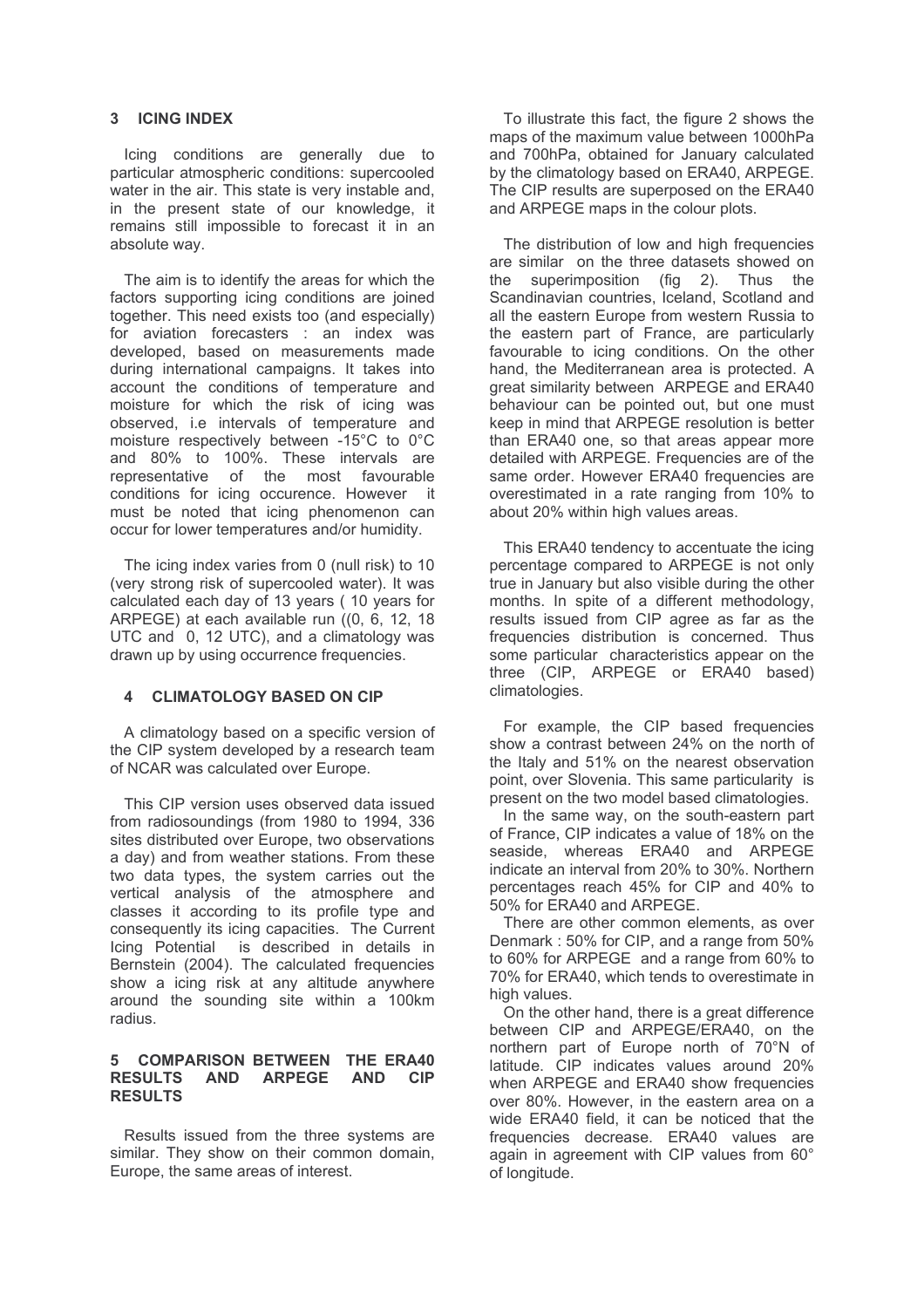## 3 ICING INDEX

Icing conditions are generally due to particular atmospheric conditions: supercooled water in the air. This state is very instable and, in the present state of our knowledge, it remains still impossible to forecast it in an absolute way.

The aim is to identify the areas for which the factors supporting icing conditions are joined together. This need exists too (and especially) for aviation forecasters : an index was developed, based on measurements made during international campaigns. It takes into account the conditions of temperature and moisture for which the risk of icing was observed, i.e intervals of temperature and moisture respectively between -15°C to 0°C and 80% to 100%. These intervals are representative of the most favourable conditions for icing occurence. However it must be noted that icing phenomenon can occur for lower temperatures and/or humidity.

The icing index varies from 0 (null risk) to 10 (very strong risk of supercooled water). It was calculated each day of 13 years ( 10 years for ARPEGE) at each available run ((0, 6, 12, 18 UTC and 0, 12 UTC), and a climatology was drawn up by using occurrence frequencies.

## 4 CLIMATOLOGY BASED ON CIP

A climatology based on a specific version of the CIP system developed by a research team of NCAR was calculated over Europe.

This CIP version uses observed data issued from radiosoundings (from 1980 to 1994, 336 sites distributed over Europe, two observations a day) and from weather stations. From these two data types, the system carries out the vertical analysis of the atmosphere and classes it according to its profile type and consequently its icing capacities. The Current Icing Potential is described in details in Bernstein (2004). The calculated frequencies show a icing risk at any altitude anywhere around the sounding site within a 100km radius.

## 5 COMPARISON BETWEEN THE ERA40 RESULTS AND ARPEGE AND CIP RESULTS

Results issued from the three systems are similar. They show on their common domain, Europe, the same areas of interest.

To illustrate this fact, the figure 2 shows the maps of the maximum value between 1000hPa and 700hPa, obtained for January calculated by the climatology based on ERA40, ARPEGE. The CIP results are superposed on the ERA40 and ARPEGE maps in the colour plots.

The distribution of low and high frequencies are similar on the three datasets showed on the superimposition (fig 2). Thus the Scandinavian countries, Iceland, Scotland and all the eastern Europe from western Russia to the eastern part of France, are particularly favourable to icing conditions. On the other hand, the Mediterranean area is protected. A great similarity between ARPEGE and ERA40 behaviour can be pointed out, but one must keep in mind that ARPEGE resolution is better than ERA40 one, so that areas appear more detailed with ARPEGE. Frequencies are of the same order. However ERA40 frequencies are overestimated in a rate ranging from 10% to about 20% within high values areas.

This ERA40 tendency to accentuate the icing percentage compared to ARPEGE is not only true in January but also visible during the other months. In spite of a different methodology, results issued from CIP agree as far as the frequencies distribution is concerned. Thus some particular characteristics appear on the three (CIP, ARPEGE or ERA40 based) climatologies.

For example, the CIP based frequencies show a contrast between 24% on the north of the Italy and 51% on the nearest observation point, over Slovenia. This same particularity is present on the two model based climatologies.

In the same way, on the south-eastern part of France, CIP indicates a value of 18% on the seaside, whereas ERA40 and ARPEGE indicate an interval from 20% to 30%. Northern percentages reach 45% for CIP and 40% to 50% for ERA40 and ARPEGE.

There are other common elements, as over Denmark : 50% for CIP, and a range from 50% to 60% for ARPEGE and a range from 60% to 70% for ERA40, which tends to overestimate in high values.

On the other hand, there is a great difference between CIP and ARPEGE/ERA40, on the northern part of Europe north of 70°N of latitude. CIP indicates values around 20% when ARPEGE and ERA40 show frequencies over 80%. However, in the eastern area on a wide ERA40 field, it can be noticed that the frequencies decrease. ERA40 values are again in agreement with CIP values from 60° of longitude.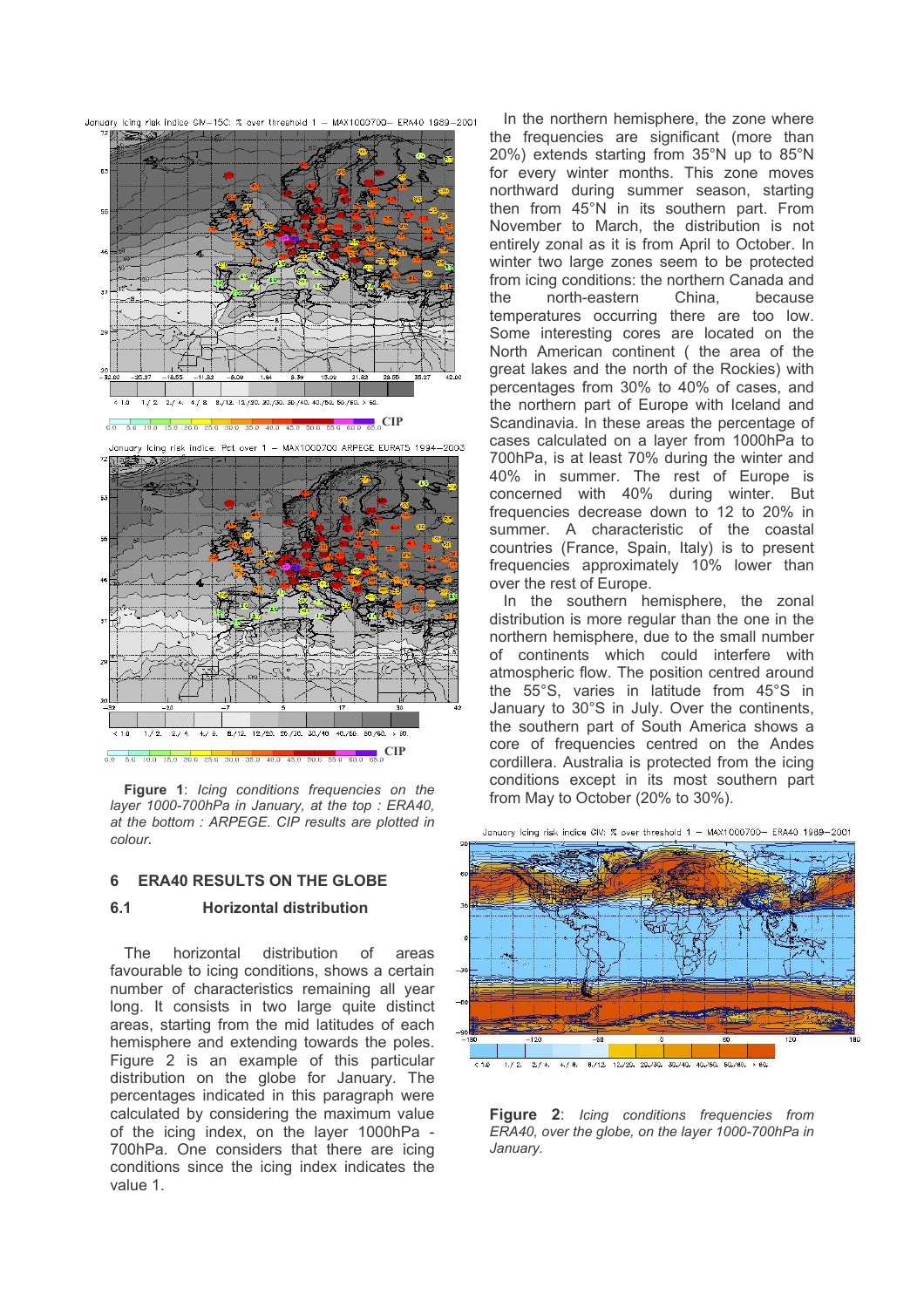**Figure 1**: *Icing conditions frequencies on the layer 1000-700hPa in January, at the top : ERA40, at the bottom : ARPEGE. CIP results are plotted in colour.*

## 6 ERA40 RESULTS ON THE GLOBE

### 6.1 Horizontal distribution

The horizontal distribution of areas favourable to icing conditions, shows a certain number of characteristics remaining all year long. It consists in two large quite distinct areas, starting from the mid latitudes of each hemisphere and extending towards the poles. Figure 2 is an example of this particular distribution on the globe for January. The percentages indicated in this paragraph were calculated by considering the maximum value of the icing index, on the layer 1000hPa - 700hPa. One considers that there are icing conditions since the icing index indicates the value 1.

In the northern hemisphere, the zone where the frequencies are significant (more than 20%) extends starting from 35°N up to 85°N for every winter months. This zone moves northward during summer season, starting then from 45°N in its southern part. From November to March, the distribution is not entirely zonal as it is from April to October. In winter two large zones seem to be protected from icing conditions: the northern Canada and the north-eastern China, because temperatures occurring there are too low. Some interesting cores are located on the North American continent ( the area of the great lakes and the north of the Rockies) with percentages from 30% to 40% of cases, and the northern part of Europe with Iceland and Scandinavia. In these areas the percentage of cases calculated on a layer from 1000hPa to 700hPa, is at least 70% during the winter and 40% in summer. The rest of Europe is concerned with 40% during winter. But frequencies decrease down to 12 to 20% in summer. A characteristic of the coastal countries (France, Spain, Italy) is to present frequencies approximately 10% lower than over the rest of Europe.

In the southern hemisphere, the zonal distribution is more regular than the one in the northern hemisphere, due to the small number of continents which could interfere with atmospheric flow. The position centred around the 55°S, varies in latitude from 45°S in January to 30°S in July. Over the continents, the southern part of South America shows a core of frequencies centred on the Andes cordillera. Australia is protected from the icing conditions except in its most southern part from May to October (20% to 30%).

**Figure 2**: *Icing conditions frequencies from ERA40, over the globe, on the layer 1000-700hPa in January.*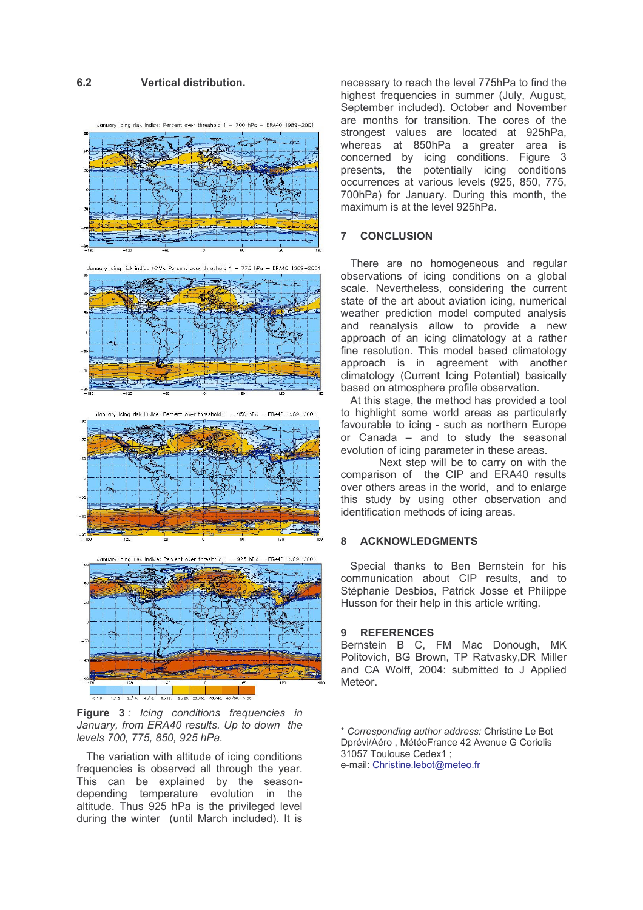### 6.2 Vertical distribution.

January Icing risk indice: Percent over threshold 1 – 700 hPa – ERA40 1989–2001

January Icing risk indice (CV): Percent over threshold 1 – 775 hPa – ERA40 1989–2001

January Icing risk indice: Percent over threshold 1 – 850 hPa – ERA40 1989–2001

January Icing risk indice: Percent over threshold 1 – 925 hPa – ERA40 1989–2001

< 1.0 1/2. 2/4. 4/8. 8/12. 12/20. 20/30. 30/40. 40/50. > 50.

**Figure 3** *: Icing conditions frequencies in January, from ERA40 results. Up to down the levels 700, 775, 850, 925 hPa.*

The variation with altitude of icing conditions frequencies is observed all through the year. This can be explained by the season-depending temperature evolution in the altitude. Thus 925 hPa is the privileged level during the winter (until March included). It is necessary to reach the level 775hPa to find the highest frequencies in summer (July, August, September included). October and November are months for transition. The cores of the strongest values are located at 925hPa, whereas at 850hPa a greater area is concerned by icing conditions. Figure 3 presents, the potentially icing conditions occurrences at various levels (925, 850, 775, 700hPa) for January. During this month, the maximum is at the level 925hPa.

## 7 CONCLUSION

There are no homogeneous and regular observations of icing conditions on a global scale. Nevertheless, considering the current state of the art about aviation icing, numerical weather prediction model computed analysis and reanalysis allow to provide a new approach of an icing climatology at a rather fine resolution. This model based climatology approach is in agreement with another climatology (Current Icing Potential) basically based on atmosphere profile observation.

At this stage, the method has provided a tool to highlight some world areas as particularly favourable to icing - such as northern Europe or Canada – and to study the seasonal evolution of icing parameter in these areas.

Next step will be to carry on with the comparison of the CIP and ERA40 results over others areas in the world, and to enlarge this study by using other observation and identification methods of icing areas.

## 8 ACKNOWLEDGMENTS

Special thanks to Ben Bernstein for his communication about CIP results, and to Stéphanie Desbios, Patrick Josse et Philippe Husson for their help in this article writing.

## 9 REFERENCES

Bernstein B C, FM Mac Donough, MK Politovich, BG Brown, TP Ratvasky,DR Miller and CA Wolff, 2004: submitted to J Applied Meteor.

\* *Corresponding author address:* Christine Le Bot Dprévi/Aéro , MétéoFrance 42 Avenue G Coriolis 31057 Toulouse Cedex1 ;
e-mail: Christine.lebot@meteo.fr